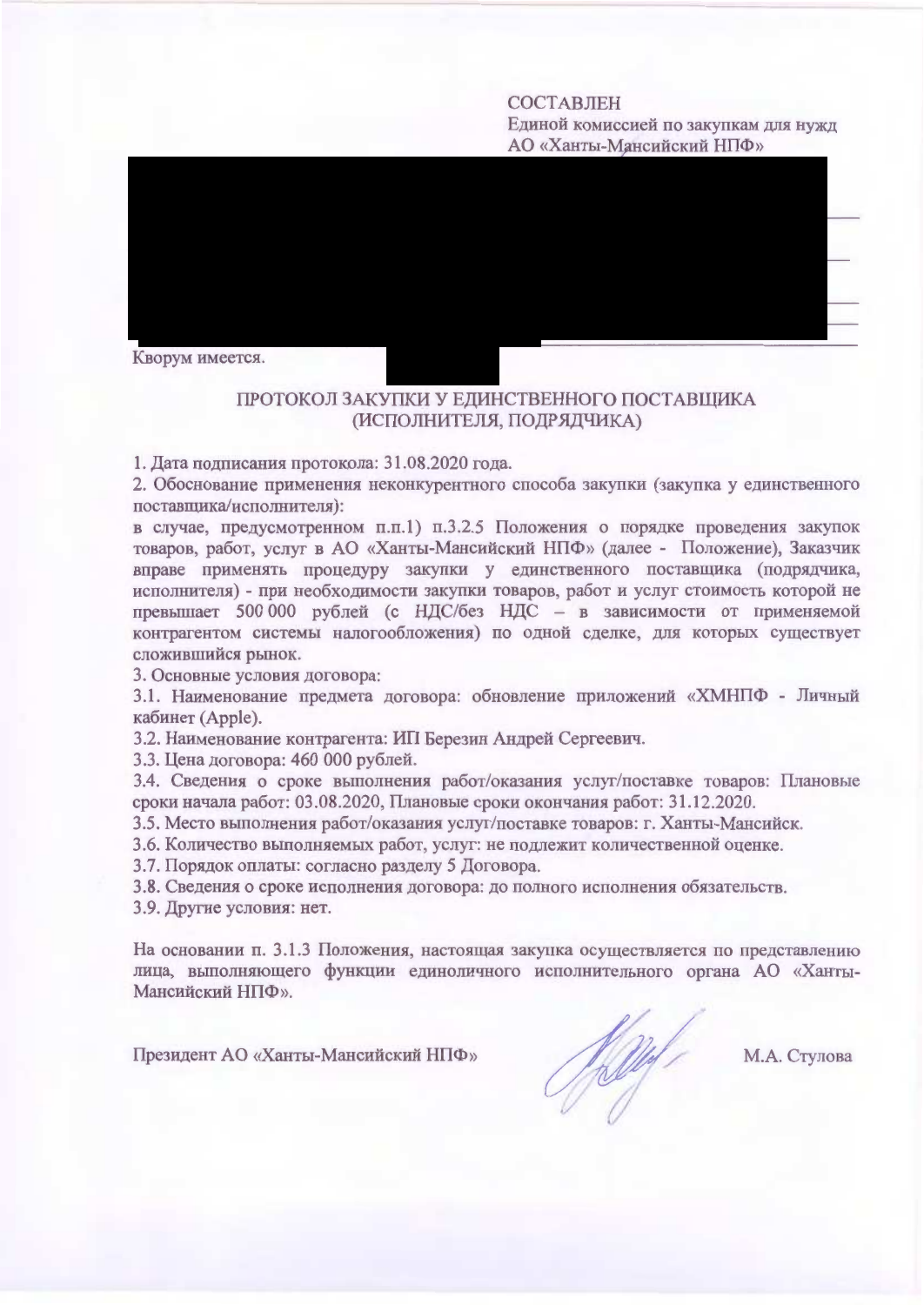СОСТАВЛЕН
Единой комиссией по закупкам для нужд
АО «Ханты-Мансийский НПФ»

Кворум имеется.

## ПРОТОКОЛ ЗАКУПКИ У ЕДИНСТВЕННОГО ПОСТАВЩИКА (ИСПОЛНИТЕЛЯ, ПОДРЯДЧИКА)

1. Дата подписания протокола: 31.08.2020 года.
2. Обоснование применения неконкурентного способа закупки (закупка у единственного поставщика/исполнителя):
в случае, предусмотренном п.п.1) п.3.2.5 Положения о порядке проведения закупок товаров, работ, услуг в АО «Ханты-Мансийский НПФ» (далее - Положение), Заказчик вправе применять процедуру закупки у единственного поставщика (подрядчика, исполнителя) - при необходимости закупки товаров, работ и услуг стоимость которой не превышает 500 000 рублей (с НДС/без НДС – в зависимости от применяемой контрагентом системы налогообложения) по одной сделке, для которых существует сложившийся рынок.
3. Основные условия договора:
3.1. Наименование предмета договора: обновление приложений «ХМНПФ - Личный кабинет (Apple).
3.2. Наименование контрагента: ИП Березин Андрей Сергеевич.
3.3. Цена договора: 460 000 рублей.
3.4. Сведения о сроке выполнения работ/оказания услуг/поставке товаров: Плановые сроки начала работ: 03.08.2020, Плановые сроки окончания работ: 31.12.2020.
3.5. Место выполнения работ/оказания услуг/поставке товаров: г. Ханты-Мансийск.
3.6. Количество выполняемых работ, услуг: не подлежит количественной оценке.
3.7. Порядок оплаты: согласно разделу 5 Договора.
3.8. Сведения о сроке исполнения договора: до полного исполнения обязательств.
3.9. Другие условия: нет.

На основании п. 3.1.3 Положения, настоящая закупка осуществляется по представлению лица, выполняющего функции единоличного исполнительного органа АО «Ханты-Мансийский НПФ».

Президент АО «Ханты-Мансийский НПФ» М.А. Стулова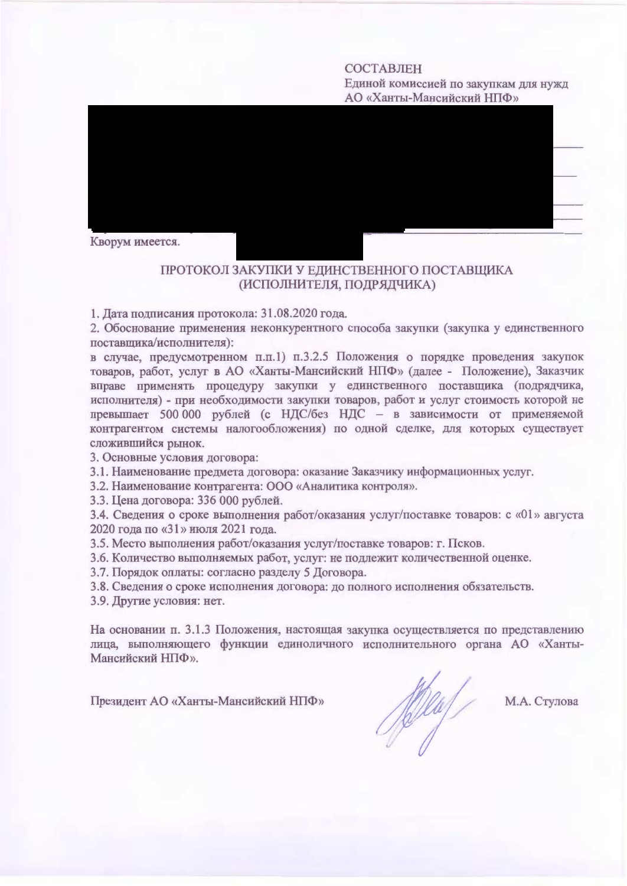СОСТАВЛЕН
Единой комиссией по закупкам для нужд
АО «Ханты-Мансийский НПФ»

Кворум имеется.

## ПРОТОКОЛ ЗАКУПКИ У ЕДИНСТВЕННОГО ПОСТАВЩИКА (ИСПОЛНИТЕЛЯ, ПОДРЯДЧИКА)

1. Дата подписания протокола: 31.08.2020 года.
2. Обоснование применения неконкурентного способа закупки (закупка у единственного поставщика/исполнителя):
в случае, предусмотренном п.п.1) п.3.2.5 Положения о порядке проведения закупок товаров, работ, услуг в АО «Ханты-Мансийский НПФ» (далее - Положение), Заказчик вправе применять процедуру закупки у единственного поставщика (подрядчика, исполнителя) - при необходимости закупки товаров, работ и услуг стоимость которой не превышает 500 000 рублей (с НДС/без НДС – в зависимости от применяемой контрагентом системы налогообложения) по одной сделке, для которых существует сложившийся рынок.
3. Основные условия договора:
3.1. Наименование предмета договора: оказание Заказчику информационных услуг.
3.2. Наименование контрагента: ООО «Аналитика контроля».
3.3. Цена договора: 336 000 рублей.
3.4. Сведения о сроке выполнения работ/оказания услуг/поставке товаров: с «01» августа 2020 года по «31» июля 2021 года.
3.5. Место выполнения работ/оказания услуг/поставке товаров: г. Псков.
3.6. Количество выполняемых работ, услуг: не подлежит количественной оценке.
3.7. Порядок оплаты: согласно разделу 5 Договора.
3.8. Сведения о сроке исполнения договора: до полного исполнения обязательств.
3.9. Другие условия: нет.

На основании п. 3.1.3 Положения, настоящая закупка осуществляется по представлению лица, выполняющего функции единоличного исполнительного органа АО «Ханты-Мансийский НПФ».

Президент АО «Ханты-Мансийский НПФ» М.А. Стулова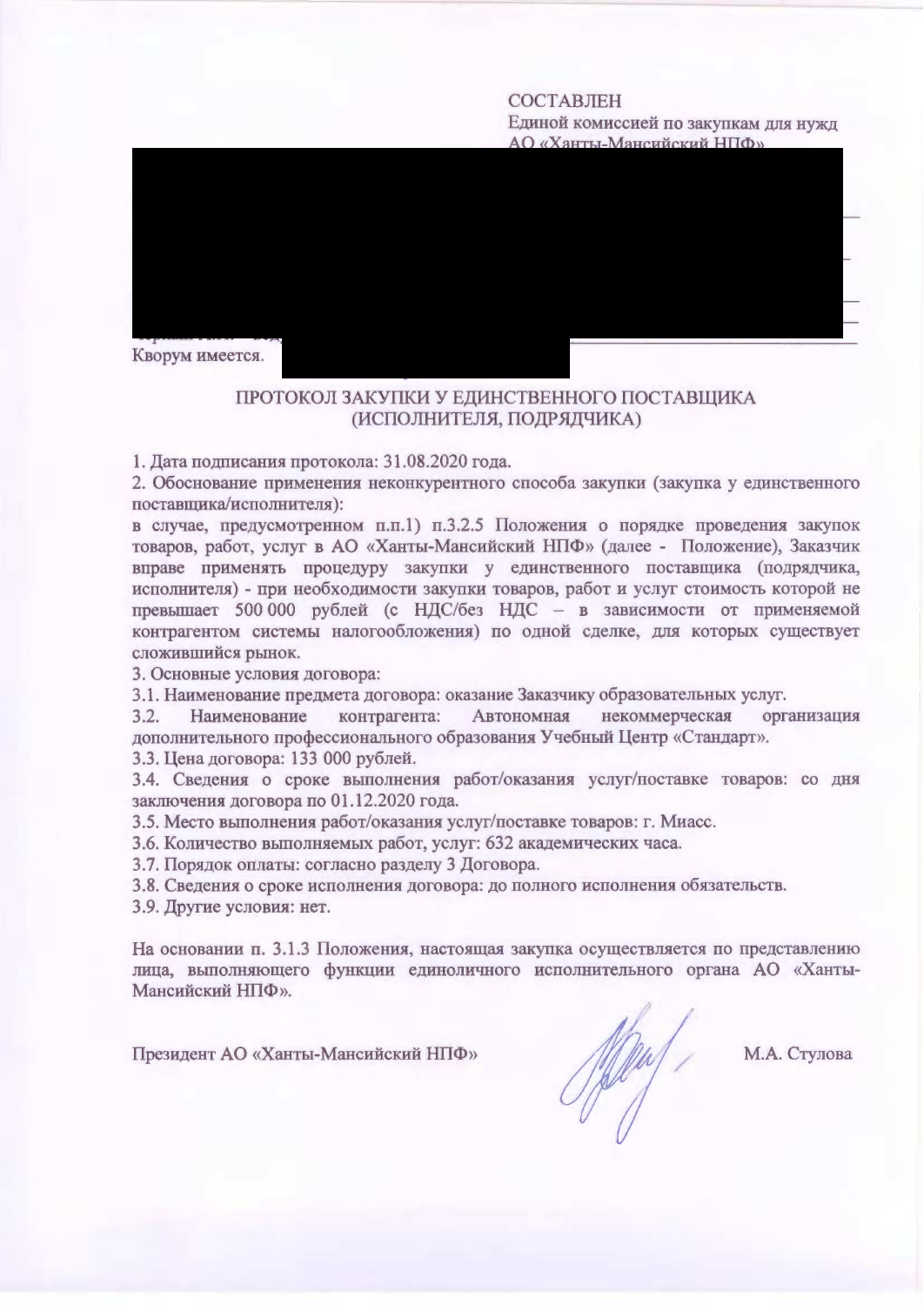СОСТАВЛЕН
Единой комиссией по закупкам для нужд
АО «Ханты-Мансийский НПФ»

Кворум имеется.

## ПРОТОКОЛ ЗАКУПКИ У ЕДИНСТВЕННОГО ПОСТАВЩИКА (ИСПОЛНИТЕЛЯ, ПОДРЯДЧИКА)

1. Дата подписания протокола: 31.08.2020 года.
2. Обоснование применения неконкурентного способа закупки (закупка у единственного поставщика/исполнителя):
в случае, предусмотренном п.п.1) п.3.2.5 Положения о порядке проведения закупок товаров, работ, услуг в АО «Ханты-Мансийский НПФ» (далее - Положение), Заказчик вправе применять процедуру закупки у единственного поставщика (подрядчика, исполнителя) - при необходимости закупки товаров, работ и услуг стоимость которой не превышает 500 000 рублей (с НДС/без НДС – в зависимости от применяемой контрагентом системы налогообложения) по одной сделке, для которых существует сложившийся рынок.
3. Основные условия договора:
3.1. Наименование предмета договора: оказание Заказчику образовательных услуг.
3.2. Наименование контрагента: Автономная некоммерческая организация дополнительного профессионального образования Учебный Центр «Стандарт».
3.3. Цена договора: 133 000 рублей.
3.4. Сведения о сроке выполнения работ/оказания услуг/поставке товаров: со дня заключения договора по 01.12.2020 года.
3.5. Место выполнения работ/оказания услуг/поставке товаров: г. Миасс.
3.6. Количество выполняемых работ, услуг: 632 академических часа.
3.7. Порядок оплаты: согласно разделу 3 Договора.
3.8. Сведения о сроке исполнения договора: до полного исполнения обязательств.
3.9. Другие условия: нет.

На основании п. 3.1.3 Положения, настоящая закупка осуществляется по представлению лица, выполняющего функции единоличного исполнительного органа АО «Ханты-Мансийский НПФ».

Президент АО «Ханты-Мансийский НПФ» М.А. Стулова